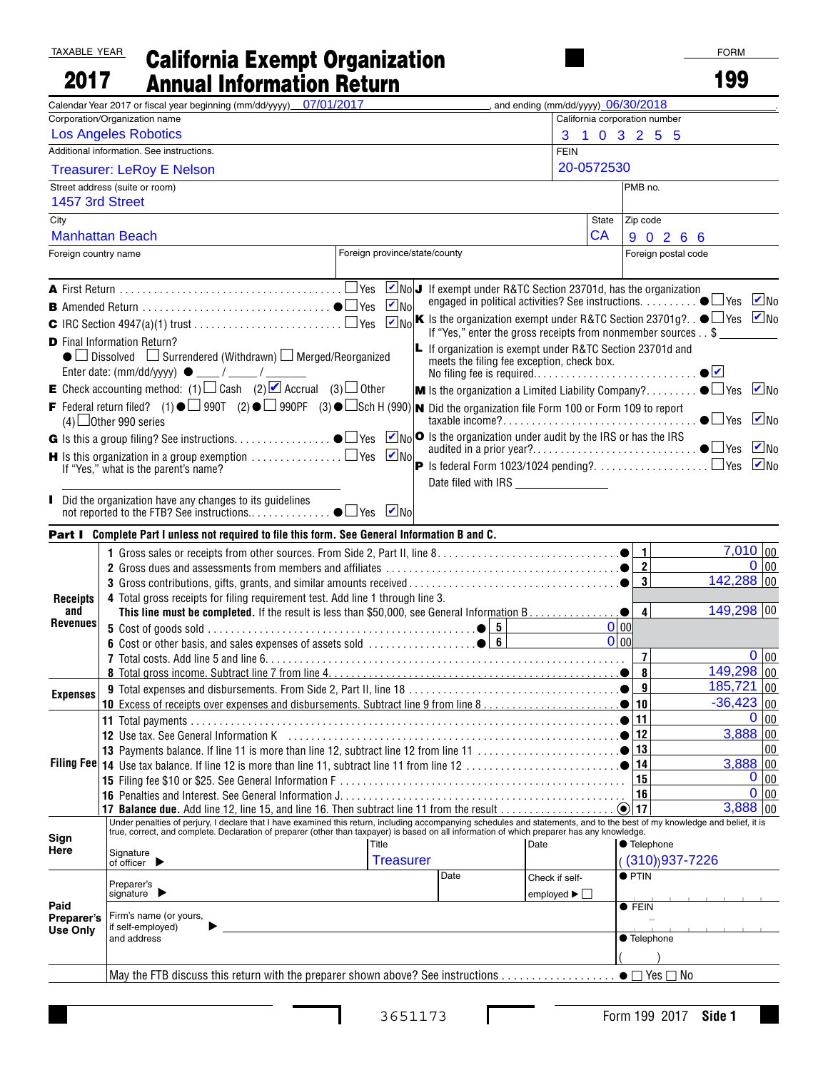TAXABLE YEAR **2017**

# California Exempt Organization Annual Information Return

FORM **199**

Calendar Year 2017 or fiscal year beginning (mm/dd/yyyy) 07/01/2017, and ending (mm/dd/yyyy) 06/30/2018.

| Corporation/Organization name | California corporation number |
|---|---|
| Los Angeles Robotics | 3 1 0 3 2 5 5 |
| Additional information. See instructions. | FEIN |
| Treasurer: LeRoy E Nelson | 20-0572530 |

| Street address (suite or room) | | PMB no. |
|---|---|---|
| 1457 3rd Street | | |
| City | State | Zip code |
| Manhattan Beach | CA | 9 0 2 6 6 |
| Foreign country name | Foreign province/state/county | Foreign postal code |
| | | |

**A** First Return ☐ Yes ☑ No

**B** Amended Return ● ☐ Yes ☑ No

**C** IRC Section 4947(a)(1) trust ☐ Yes ☑ No

**D** Final Information Return?
● ☐ Dissolved ☐ Surrendered (Withdrawn) ☐ Merged/Reorganized
Enter date: (mm/dd/yyyy) ● ___ / ___ / ___

**E** Check accounting method: (1) ☐ Cash (2) ☑ Accrual (3) ☐ Other

**F** Federal return filed? (1) ● ☐ 990T (2) ● ☐ 990PF (3) ● ☐ Sch H (990) (4) ☐ Other 990 series

**G** Is this a group filing? See instructions. ● ☐ Yes ☑ No

**H** Is this organization in a group exemption ☐ Yes ☑ No
If "Yes," what is the parent's name? ____

**I** Did the organization have any changes to its guidelines not reported to the FTB? See instructions. ● ☐ Yes ☑ No

**J** If exempt under R&TC Section 23701d, has the organization engaged in political activities? See instructions. ● ☐ Yes ☑ No

**K** Is the organization exempt under R&TC Section 23701g? ● ☐ Yes ☑ No
If "Yes," enter the gross receipts from nonmember sources . . $ ____

**L** If organization is exempt under R&TC Section 23701d and meets the filing fee exception, check box. No filing fee is required. ● ☑

**M** Is the organization a Limited Liability Company? ● ☐ Yes ☑ No

**N** Did the organization file Form 100 or Form 109 to report taxable income? ● ☐ Yes ☑ No

**O** Is the organization under audit by the IRS or has the IRS audited in a prior year? ● ☐ Yes ☑ No

**P** Is federal Form 1023/1024 pending? ☐ Yes ☑ No
Date filed with IRS ____

## Part I Complete Part I unless not required to file this form. See General Information B and C.

| Section | Line | Description | Line No. | Amount |
|---|---|---|---|---|
| Receipts and Revenues | 1 | Gross sales or receipts from other sources. From Side 2, Part II, line 8 | 1 | 7,010 00 |
| | 2 | Gross dues and assessments from members and affiliates | 2 | 0 00 |
| | 3 | Gross contributions, gifts, grants, and similar amounts received | 3 | 142,288 00 |
| | 4 | Total gross receipts for filing requirement test. Add line 1 through line 3. **This line must be completed.** If the result is less than $50,000, see General Information B | 4 | 149,298 00 |
| | 5 | Cost of goods sold | 5 | 0 00 |
| | 6 | Cost or other basis, and sales expenses of assets sold | 6 | 0 00 |
| | 7 | Total costs. Add line 5 and line 6 | 7 | 0 00 |
| | 8 | Total gross income. Subtract line 7 from line 4 | 8 | 149,298 00 |
| Expenses | 9 | Total expenses and disbursements. From Side 2, Part II, line 18 | 9 | 185,721 00 |
| | 10 | Excess of receipts over expenses and disbursements. Subtract line 9 from line 8 | 10 | -36,423 00 |
| Filing Fee | 11 | Total payments | 11 | 0 00 |
| | 12 | Use tax. See General Information K | 12 | 3,888 00 |
| | 13 | Payments balance. If line 11 is more than line 12, subtract line 12 from line 11 | 13 | 00 |
| | 14 | Use tax balance. If line 12 is more than line 11, subtract line 11 from line 12 | 14 | 3,888 00 |
| | 15 | Filing fee $10 or $25. See General Information F | 15 | 0 00 |
| | 16 | Penalties and Interest. See General Information J | 16 | 0 00 |
| | 17 | **Balance due.** Add line 12, line 15, and line 16. Then subtract line 11 from the result | 17 | 3,888 00 |

**Sign Here**

Under penalties of perjury, I declare that I have examined this return, including accompanying schedules and statements, and to the best of my knowledge and belief, it is true, correct, and complete. Declaration of preparer (other than taxpayer) is based on all information of which preparer has any knowledge.

| Signature of officer | Title | Date | Telephone |
|---|---|---|---|
| | Treasurer | | (310)937-7226 |

**Paid Preparer's Use Only**

| Preparer's signature | Date | Check if self-employed ☐ | PTIN |
|---|---|---|---|
| Firm's name (or yours, if self-employed) and address | | | FEIN |
| | | | Telephone ( ) |

May the FTB discuss this return with the preparer shown above? See instructions ● ☐ Yes ☐ No

3651173 Form 199 2017 **Side 1**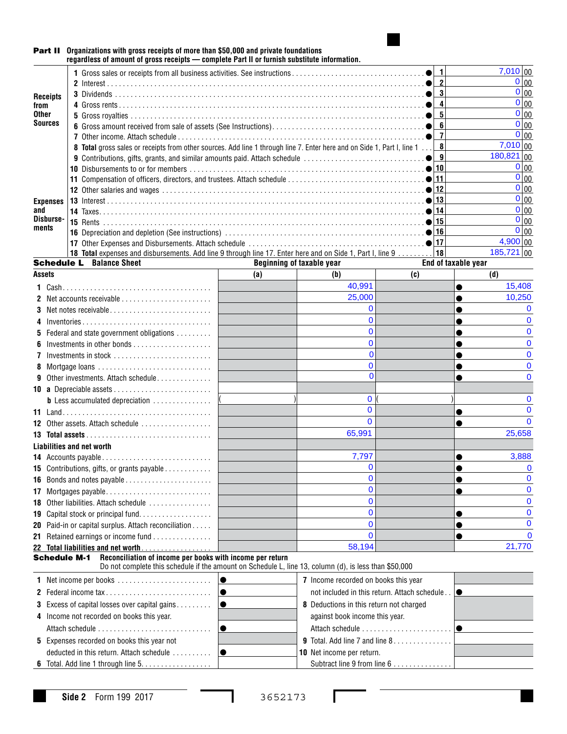**Part II Organizations with gross receipts of more than $50,000 and private foundations regardless of amount of gross receipts — complete Part II or furnish substitute information.**

| | | Line | Amount |
|---|---|---|---|
| **Receipts from Other Sources** | 1 Gross sales or receipts from all business activities. See instructions | 1 | 7,010 00 |
| | 2 Interest | 2 | 0 00 |
| | 3 Dividends | 3 | 0 00 |
| | 4 Gross rents | 4 | 0 00 |
| | 5 Gross royalties | 5 | 0 00 |
| | 6 Gross amount received from sale of assets (See Instructions) | 6 | 0 00 |
| | 7 Other income. Attach schedule | 7 | 0 00 |
| | 8 **Total** gross sales or receipts from other sources. Add line 1 through line 7. Enter here and on Side 1, Part I, line 1 | 8 | 7,010 00 |
| **Expenses and Disbursements** | 9 Contributions, gifts, grants, and similar amounts paid. Attach schedule | 9 | 180,821 00 |
| | 10 Disbursements to or for members | 10 | 0 00 |
| | 11 Compensation of officers, directors, and trustees. Attach schedule | 11 | 0 00 |
| | 12 Other salaries and wages | 12 | 0 00 |
| | 13 Interest | 13 | 0 00 |
| | 14 Taxes | 14 | 0 00 |
| | 15 Rents | 15 | 0 00 |
| | 16 Depreciation and depletion (See instructions) | 16 | 0 00 |
| | 17 Other Expenses and Disbursements. Attach schedule | 17 | 4,900 00 |
| | 18 **Total** expenses and disbursements. Add line 9 through line 17. Enter here and on Side 1, Part I, line 9 | 18 | 185,721 00 |

**Schedule L Balance Sheet**

| Assets | Beginning of taxable year (a) | (b) | End of taxable year (c) | (d) |
|---|---|---|---|---|
| 1 Cash | | 40,991 | | 15,408 |
| 2 Net accounts receivable | | 25,000 | | 10,250 |
| 3 Net notes receivable | | 0 | | 0 |
| 4 Inventories | | 0 | | 0 |
| 5 Federal and state government obligations | | 0 | | 0 |
| 6 Investments in other bonds | | 0 | | 0 |
| 7 Investments in stock | | 0 | | 0 |
| 8 Mortgage loans | | 0 | | 0 |
| 9 Other investments. Attach schedule | | 0 | | 0 |
| 10 a Depreciable assets | | | | |
| b Less accumulated depreciation | ( ) | 0 | ( ) | 0 |
| 11 Land | | 0 | | 0 |
| 12 Other assets. Attach schedule | | 0 | | 0 |
| 13 **Total assets** | | 65,991 | | 25,658 |
| **Liabilities and net worth** | | | | |
| 14 Accounts payable | | 7,797 | | 3,888 |
| 15 Contributions, gifts, or grants payable | | 0 | | 0 |
| 16 Bonds and notes payable | | 0 | | 0 |
| 17 Mortgages payable | | 0 | | 0 |
| 18 Other liabilities. Attach schedule | | 0 | | 0 |
| 19 Capital stock or principal fund | | 0 | | 0 |
| 20 Paid-in or capital surplus. Attach reconciliation | | 0 | | 0 |
| 21 Retained earnings or income fund | | 0 | | 0 |
| 22 **Total liabilities and net worth** | | 58,194 | | 21,770 |

**Schedule M-1 Reconciliation of income per books with income per return**
Do not complete this schedule if the amount on Schedule L, line 13, column (d), is less than $50,000

| | | | |
|---|---|---|---|
| 1 Net income per books | | 7 Income recorded on books this year not included in this return. Attach schedule | |
| 2 Federal income tax | | | |
| 3 Excess of capital losses over capital gains | | 8 Deductions in this return not charged against book income this year. | |
| 4 Income not recorded on books this year. Attach schedule | | Attach schedule | |
| 5 Expenses recorded on books this year not deducted in this return. Attach schedule | | 9 Total. Add line 7 and line 8 | |
| | | 10 Net income per return. | |
| 6 Total. Add line 1 through line 5 | | Subtract line 9 from line 6 | |

Side 2 Form 199 2017

3652173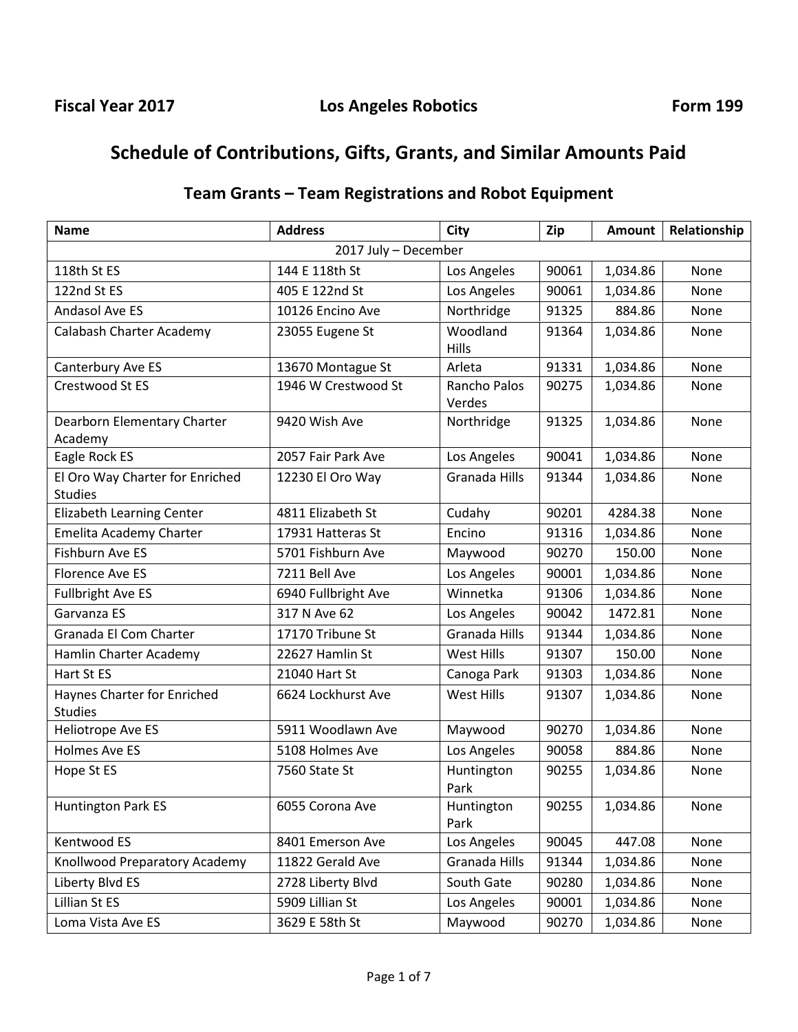**Fiscal Year 2017** **Los Angeles Robotics** **Form 199**

# Schedule of Contributions, Gifts, Grants, and Similar Amounts Paid

## Team Grants – Team Registrations and Robot Equipment

| Name | Address | City | Zip | Amount | Relationship |
|---|---|---|---|---|---|
| 2017 July – December | | | | | |
| 118th St ES | 144 E 118th St | Los Angeles | 90061 | 1,034.86 | None |
| 122nd St ES | 405 E 122nd St | Los Angeles | 90061 | 1,034.86 | None |
| Andasol Ave ES | 10126 Encino Ave | Northridge | 91325 | 884.86 | None |
| Calabash Charter Academy | 23055 Eugene St | Woodland Hills | 91364 | 1,034.86 | None |
| Canterbury Ave ES | 13670 Montague St | Arleta | 91331 | 1,034.86 | None |
| Crestwood St ES | 1946 W Crestwood St | Rancho Palos Verdes | 90275 | 1,034.86 | None |
| Dearborn Elementary Charter Academy | 9420 Wish Ave | Northridge | 91325 | 1,034.86 | None |
| Eagle Rock ES | 2057 Fair Park Ave | Los Angeles | 90041 | 1,034.86 | None |
| El Oro Way Charter for Enriched Studies | 12230 El Oro Way | Granada Hills | 91344 | 1,034.86 | None |
| Elizabeth Learning Center | 4811 Elizabeth St | Cudahy | 90201 | 4284.38 | None |
| Emelita Academy Charter | 17931 Hatteras St | Encino | 91316 | 1,034.86 | None |
| Fishburn Ave ES | 5701 Fishburn Ave | Maywood | 90270 | 150.00 | None |
| Florence Ave ES | 7211 Bell Ave | Los Angeles | 90001 | 1,034.86 | None |
| Fullbright Ave ES | 6940 Fullbright Ave | Winnetka | 91306 | 1,034.86 | None |
| Garvanza ES | 317 N Ave 62 | Los Angeles | 90042 | 1472.81 | None |
| Granada El Com Charter | 17170 Tribune St | Granada Hills | 91344 | 1,034.86 | None |
| Hamlin Charter Academy | 22627 Hamlin St | West Hills | 91307 | 150.00 | None |
| Hart St ES | 21040 Hart St | Canoga Park | 91303 | 1,034.86 | None |
| Haynes Charter for Enriched Studies | 6624 Lockhurst Ave | West Hills | 91307 | 1,034.86 | None |
| Heliotrope Ave ES | 5911 Woodlawn Ave | Maywood | 90270 | 1,034.86 | None |
| Holmes Ave ES | 5108 Holmes Ave | Los Angeles | 90058 | 884.86 | None |
| Hope St ES | 7560 State St | Huntington Park | 90255 | 1,034.86 | None |
| Huntington Park ES | 6055 Corona Ave | Huntington Park | 90255 | 1,034.86 | None |
| Kentwood ES | 8401 Emerson Ave | Los Angeles | 90045 | 447.08 | None |
| Knollwood Preparatory Academy | 11822 Gerald Ave | Granada Hills | 91344 | 1,034.86 | None |
| Liberty Blvd ES | 2728 Liberty Blvd | South Gate | 90280 | 1,034.86 | None |
| Lillian St ES | 5909 Lillian St | Los Angeles | 90001 | 1,034.86 | None |
| Loma Vista Ave ES | 3629 E 58th St | Maywood | 90270 | 1,034.86 | None |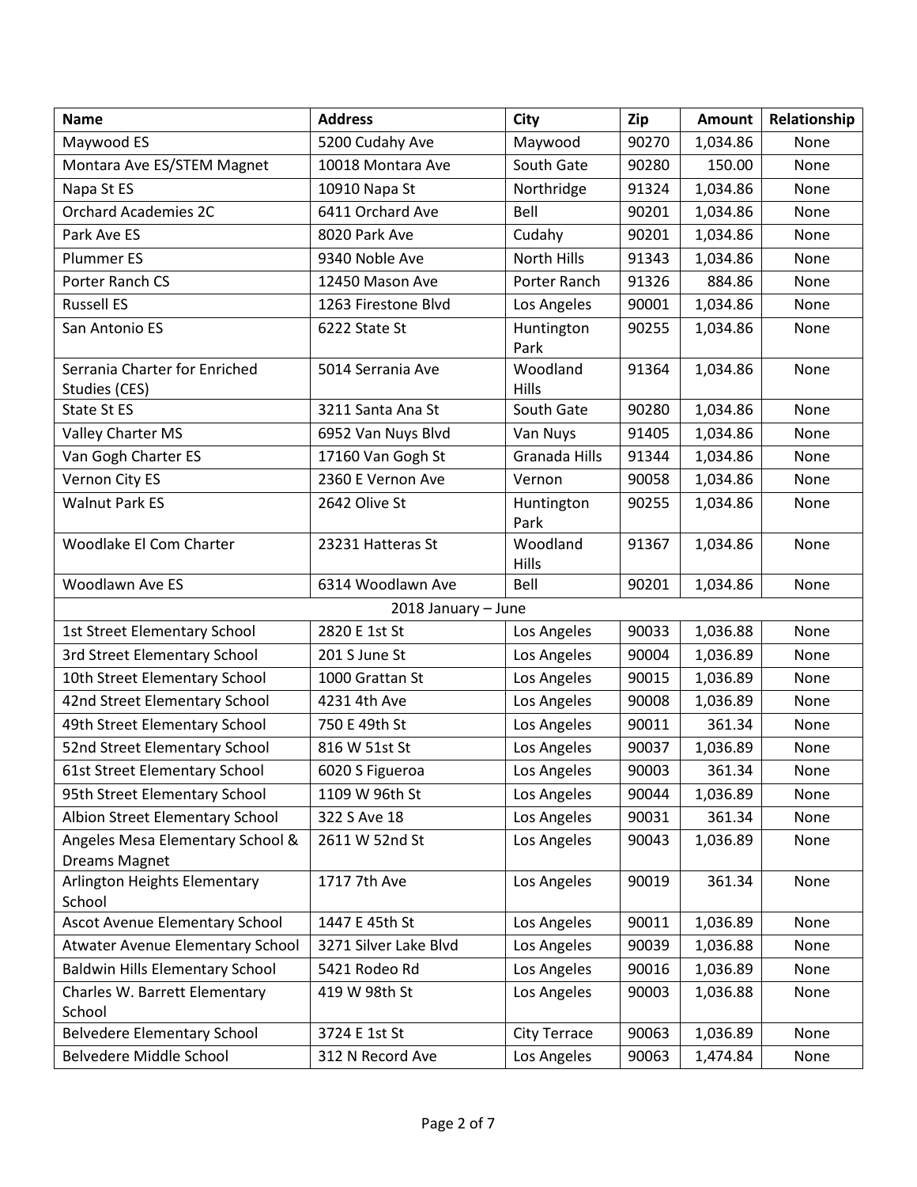| Name | Address | City | Zip | Amount | Relationship |
|---|---|---|---|---|---|
| Maywood ES | 5200 Cudahy Ave | Maywood | 90270 | 1,034.86 | None |
| Montara Ave ES/STEM Magnet | 10018 Montara Ave | South Gate | 90280 | 150.00 | None |
| Napa St ES | 10910 Napa St | Northridge | 91324 | 1,034.86 | None |
| Orchard Academies 2C | 6411 Orchard Ave | Bell | 90201 | 1,034.86 | None |
| Park Ave ES | 8020 Park Ave | Cudahy | 90201 | 1,034.86 | None |
| Plummer ES | 9340 Noble Ave | North Hills | 91343 | 1,034.86 | None |
| Porter Ranch CS | 12450 Mason Ave | Porter Ranch | 91326 | 884.86 | None |
| Russell ES | 1263 Firestone Blvd | Los Angeles | 90001 | 1,034.86 | None |
| San Antonio ES | 6222 State St | Huntington Park | 90255 | 1,034.86 | None |
| Serrania Charter for Enriched Studies (CES) | 5014 Serrania Ave | Woodland Hills | 91364 | 1,034.86 | None |
| State St ES | 3211 Santa Ana St | South Gate | 90280 | 1,034.86 | None |
| Valley Charter MS | 6952 Van Nuys Blvd | Van Nuys | 91405 | 1,034.86 | None |
| Van Gogh Charter ES | 17160 Van Gogh St | Granada Hills | 91344 | 1,034.86 | None |
| Vernon City ES | 2360 E Vernon Ave | Vernon | 90058 | 1,034.86 | None |
| Walnut Park ES | 2642 Olive St | Huntington Park | 90255 | 1,034.86 | None |
| Woodlake El Com Charter | 23231 Hatteras St | Woodland Hills | 91367 | 1,034.86 | None |
| Woodlawn Ave ES | 6314 Woodlawn Ave | Bell | 90201 | 1,034.86 | None |
| 2018 January – June | | | | | |
| 1st Street Elementary School | 2820 E 1st St | Los Angeles | 90033 | 1,036.88 | None |
| 3rd Street Elementary School | 201 S June St | Los Angeles | 90004 | 1,036.89 | None |
| 10th Street Elementary School | 1000 Grattan St | Los Angeles | 90015 | 1,036.89 | None |
| 42nd Street Elementary School | 4231 4th Ave | Los Angeles | 90008 | 1,036.89 | None |
| 49th Street Elementary School | 750 E 49th St | Los Angeles | 90011 | 361.34 | None |
| 52nd Street Elementary School | 816 W 51st St | Los Angeles | 90037 | 1,036.89 | None |
| 61st Street Elementary School | 6020 S Figueroa | Los Angeles | 90003 | 361.34 | None |
| 95th Street Elementary School | 1109 W 96th St | Los Angeles | 90044 | 1,036.89 | None |
| Albion Street Elementary School | 322 S Ave 18 | Los Angeles | 90031 | 361.34 | None |
| Angeles Mesa Elementary School & Dreams Magnet | 2611 W 52nd St | Los Angeles | 90043 | 1,036.89 | None |
| Arlington Heights Elementary School | 1717 7th Ave | Los Angeles | 90019 | 361.34 | None |
| Ascot Avenue Elementary School | 1447 E 45th St | Los Angeles | 90011 | 1,036.89 | None |
| Atwater Avenue Elementary School | 3271 Silver Lake Blvd | Los Angeles | 90039 | 1,036.88 | None |
| Baldwin Hills Elementary School | 5421 Rodeo Rd | Los Angeles | 90016 | 1,036.89 | None |
| Charles W. Barrett Elementary School | 419 W 98th St | Los Angeles | 90003 | 1,036.88 | None |
| Belvedere Elementary School | 3724 E 1st St | City Terrace | 90063 | 1,036.89 | None |
| Belvedere Middle School | 312 N Record Ave | Los Angeles | 90063 | 1,474.84 | None |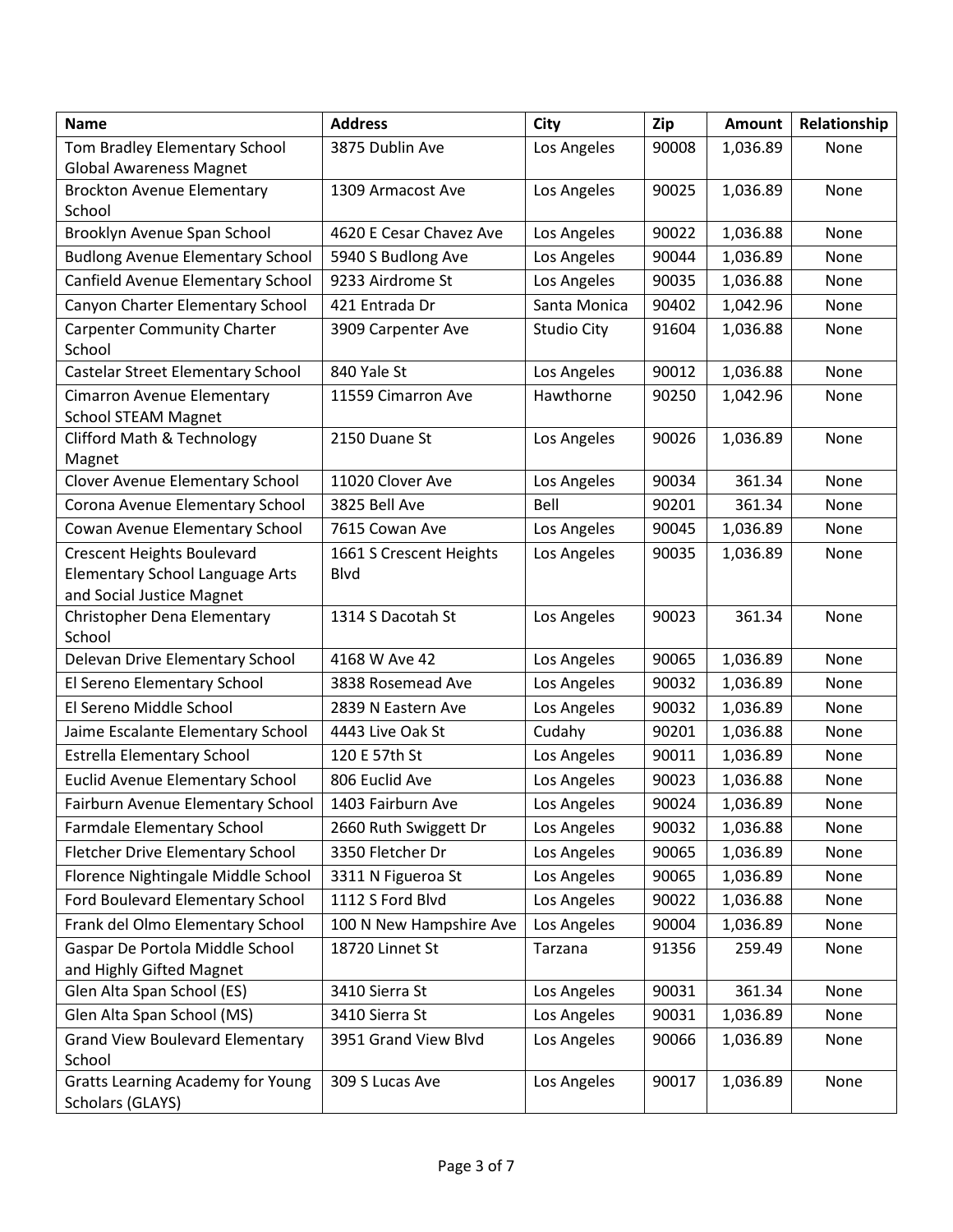| Name | Address | City | Zip | Amount | Relationship |
| --- | --- | --- | --- | --- | --- |
| Tom Bradley Elementary School Global Awareness Magnet | 3875 Dublin Ave | Los Angeles | 90008 | 1,036.89 | None |
| Brockton Avenue Elementary School | 1309 Armacost Ave | Los Angeles | 90025 | 1,036.89 | None |
| Brooklyn Avenue Span School | 4620 E Cesar Chavez Ave | Los Angeles | 90022 | 1,036.88 | None |
| Budlong Avenue Elementary School | 5940 S Budlong Ave | Los Angeles | 90044 | 1,036.89 | None |
| Canfield Avenue Elementary School | 9233 Airdrome St | Los Angeles | 90035 | 1,036.88 | None |
| Canyon Charter Elementary School | 421 Entrada Dr | Santa Monica | 90402 | 1,042.96 | None |
| Carpenter Community Charter School | 3909 Carpenter Ave | Studio City | 91604 | 1,036.88 | None |
| Castelar Street Elementary School | 840 Yale St | Los Angeles | 90012 | 1,036.88 | None |
| Cimarron Avenue Elementary School STEAM Magnet | 11559 Cimarron Ave | Hawthorne | 90250 | 1,042.96 | None |
| Clifford Math & Technology Magnet | 2150 Duane St | Los Angeles | 90026 | 1,036.89 | None |
| Clover Avenue Elementary School | 11020 Clover Ave | Los Angeles | 90034 | 361.34 | None |
| Corona Avenue Elementary School | 3825 Bell Ave | Bell | 90201 | 361.34 | None |
| Cowan Avenue Elementary School | 7615 Cowan Ave | Los Angeles | 90045 | 1,036.89 | None |
| Crescent Heights Boulevard Elementary School Language Arts and Social Justice Magnet | 1661 S Crescent Heights Blvd | Los Angeles | 90035 | 1,036.89 | None |
| Christopher Dena Elementary School | 1314 S Dacotah St | Los Angeles | 90023 | 361.34 | None |
| Delevan Drive Elementary School | 4168 W Ave 42 | Los Angeles | 90065 | 1,036.89 | None |
| El Sereno Elementary School | 3838 Rosemead Ave | Los Angeles | 90032 | 1,036.89 | None |
| El Sereno Middle School | 2839 N Eastern Ave | Los Angeles | 90032 | 1,036.89 | None |
| Jaime Escalante Elementary School | 4443 Live Oak St | Cudahy | 90201 | 1,036.88 | None |
| Estrella Elementary School | 120 E 57th St | Los Angeles | 90011 | 1,036.89 | None |
| Euclid Avenue Elementary School | 806 Euclid Ave | Los Angeles | 90023 | 1,036.88 | None |
| Fairburn Avenue Elementary School | 1403 Fairburn Ave | Los Angeles | 90024 | 1,036.89 | None |
| Farmdale Elementary School | 2660 Ruth Swiggett Dr | Los Angeles | 90032 | 1,036.88 | None |
| Fletcher Drive Elementary School | 3350 Fletcher Dr | Los Angeles | 90065 | 1,036.89 | None |
| Florence Nightingale Middle School | 3311 N Figueroa St | Los Angeles | 90065 | 1,036.89 | None |
| Ford Boulevard Elementary School | 1112 S Ford Blvd | Los Angeles | 90022 | 1,036.88 | None |
| Frank del Olmo Elementary School | 100 N New Hampshire Ave | Los Angeles | 90004 | 1,036.89 | None |
| Gaspar De Portola Middle School and Highly Gifted Magnet | 18720 Linnet St | Tarzana | 91356 | 259.49 | None |
| Glen Alta Span School (ES) | 3410 Sierra St | Los Angeles | 90031 | 361.34 | None |
| Glen Alta Span School (MS) | 3410 Sierra St | Los Angeles | 90031 | 1,036.89 | None |
| Grand View Boulevard Elementary School | 3951 Grand View Blvd | Los Angeles | 90066 | 1,036.89 | None |
| Gratts Learning Academy for Young Scholars (GLAYS) | 309 S Lucas Ave | Los Angeles | 90017 | 1,036.89 | None |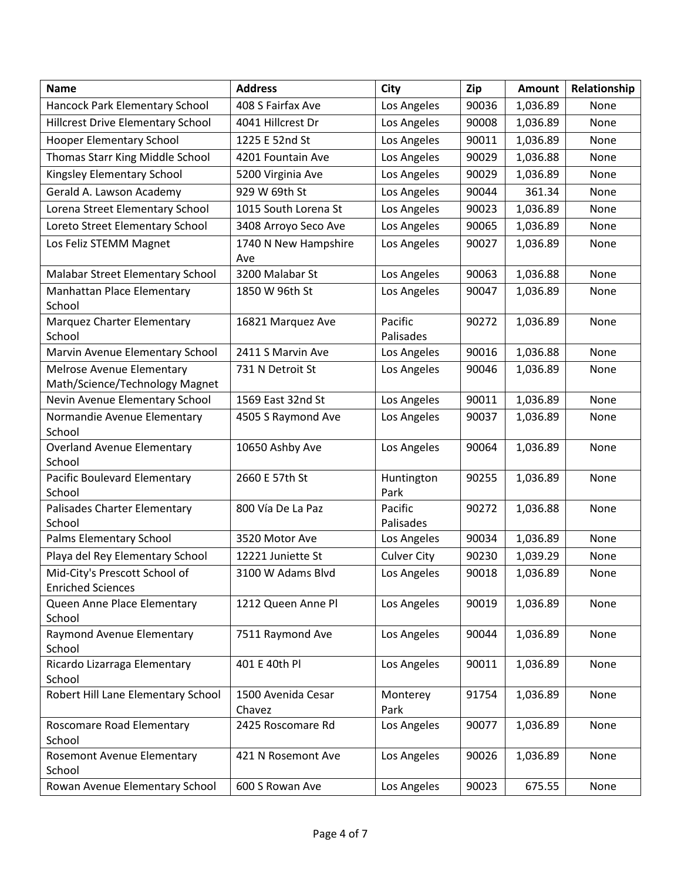| Name | Address | City | Zip | Amount | Relationship |
|---|---|---|---|---|---|
| Hancock Park Elementary School | 408 S Fairfax Ave | Los Angeles | 90036 | 1,036.89 | None |
| Hillcrest Drive Elementary School | 4041 Hillcrest Dr | Los Angeles | 90008 | 1,036.89 | None |
| Hooper Elementary School | 1225 E 52nd St | Los Angeles | 90011 | 1,036.89 | None |
| Thomas Starr King Middle School | 4201 Fountain Ave | Los Angeles | 90029 | 1,036.88 | None |
| Kingsley Elementary School | 5200 Virginia Ave | Los Angeles | 90029 | 1,036.89 | None |
| Gerald A. Lawson Academy | 929 W 69th St | Los Angeles | 90044 | 361.34 | None |
| Lorena Street Elementary School | 1015 South Lorena St | Los Angeles | 90023 | 1,036.89 | None |
| Loreto Street Elementary School | 3408 Arroyo Seco Ave | Los Angeles | 90065 | 1,036.89 | None |
| Los Feliz STEMM Magnet | 1740 N New Hampshire Ave | Los Angeles | 90027 | 1,036.89 | None |
| Malabar Street Elementary School | 3200 Malabar St | Los Angeles | 90063 | 1,036.88 | None |
| Manhattan Place Elementary School | 1850 W 96th St | Los Angeles | 90047 | 1,036.89 | None |
| Marquez Charter Elementary School | 16821 Marquez Ave | Pacific Palisades | 90272 | 1,036.89 | None |
| Marvin Avenue Elementary School | 2411 S Marvin Ave | Los Angeles | 90016 | 1,036.88 | None |
| Melrose Avenue Elementary Math/Science/Technology Magnet | 731 N Detroit St | Los Angeles | 90046 | 1,036.89 | None |
| Nevin Avenue Elementary School | 1569 East 32nd St | Los Angeles | 90011 | 1,036.89 | None |
| Normandie Avenue Elementary School | 4505 S Raymond Ave | Los Angeles | 90037 | 1,036.89 | None |
| Overland Avenue Elementary School | 10650 Ashby Ave | Los Angeles | 90064 | 1,036.89 | None |
| Pacific Boulevard Elementary School | 2660 E 57th St | Huntington Park | 90255 | 1,036.89 | None |
| Palisades Charter Elementary School | 800 Vía De La Paz | Pacific Palisades | 90272 | 1,036.88 | None |
| Palms Elementary School | 3520 Motor Ave | Los Angeles | 90034 | 1,036.89 | None |
| Playa del Rey Elementary School | 12221 Juniette St | Culver City | 90230 | 1,039.29 | None |
| Mid-City's Prescott School of Enriched Sciences | 3100 W Adams Blvd | Los Angeles | 90018 | 1,036.89 | None |
| Queen Anne Place Elementary School | 1212 Queen Anne Pl | Los Angeles | 90019 | 1,036.89 | None |
| Raymond Avenue Elementary School | 7511 Raymond Ave | Los Angeles | 90044 | 1,036.89 | None |
| Ricardo Lizarraga Elementary School | 401 E 40th Pl | Los Angeles | 90011 | 1,036.89 | None |
| Robert Hill Lane Elementary School | 1500 Avenida Cesar Chavez | Monterey Park | 91754 | 1,036.89 | None |
| Roscomare Road Elementary School | 2425 Roscomare Rd | Los Angeles | 90077 | 1,036.89 | None |
| Rosemont Avenue Elementary School | 421 N Rosemont Ave | Los Angeles | 90026 | 1,036.89 | None |
| Rowan Avenue Elementary School | 600 S Rowan Ave | Los Angeles | 90023 | 675.55 | None |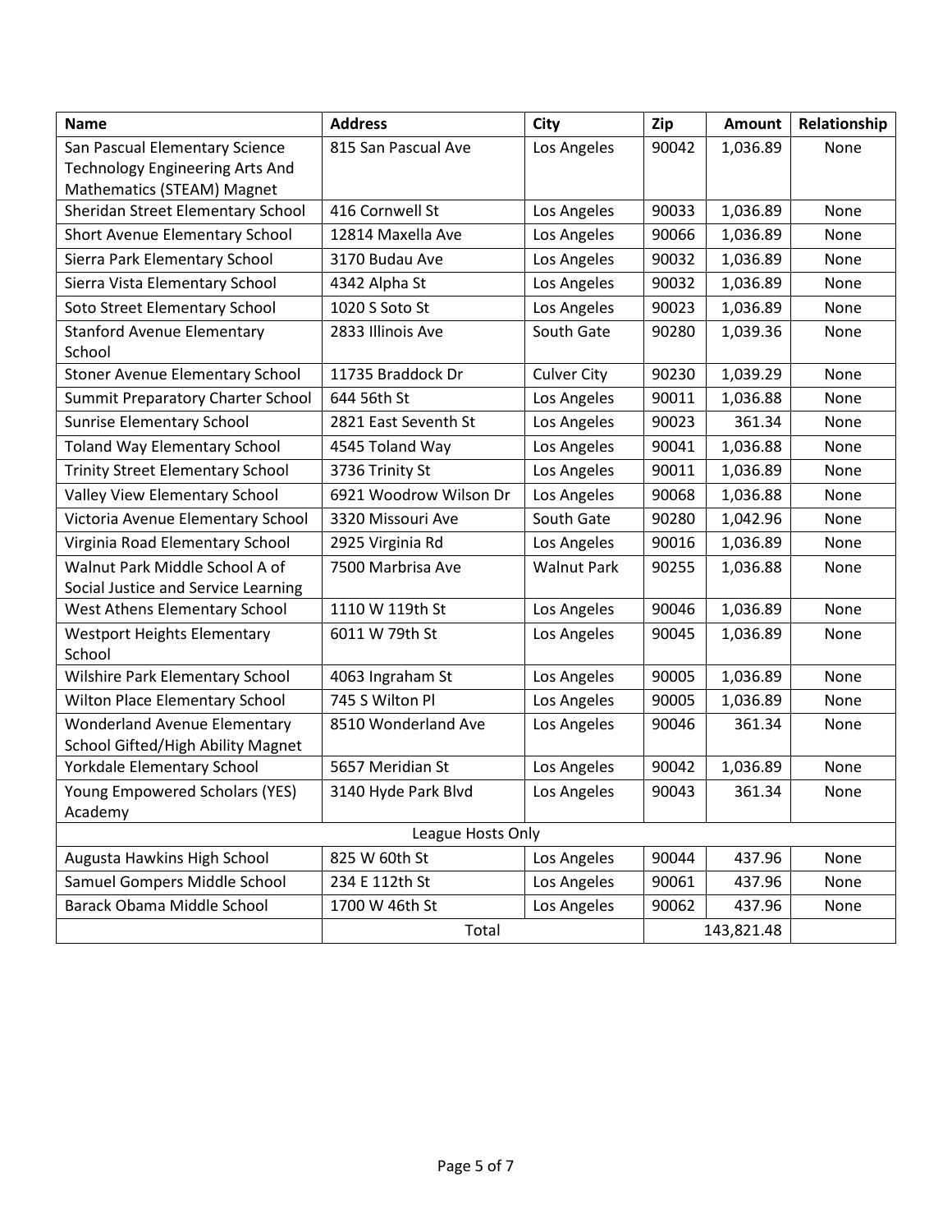| Name | Address | City | Zip | Amount | Relationship |
|---|---|---|---|---|---|
| San Pascual Elementary Science Technology Engineering Arts And Mathematics (STEAM) Magnet | 815 San Pascual Ave | Los Angeles | 90042 | 1,036.89 | None |
| Sheridan Street Elementary School | 416 Cornwell St | Los Angeles | 90033 | 1,036.89 | None |
| Short Avenue Elementary School | 12814 Maxella Ave | Los Angeles | 90066 | 1,036.89 | None |
| Sierra Park Elementary School | 3170 Budau Ave | Los Angeles | 90032 | 1,036.89 | None |
| Sierra Vista Elementary School | 4342 Alpha St | Los Angeles | 90032 | 1,036.89 | None |
| Soto Street Elementary School | 1020 S Soto St | Los Angeles | 90023 | 1,036.89 | None |
| Stanford Avenue Elementary School | 2833 Illinois Ave | South Gate | 90280 | 1,039.36 | None |
| Stoner Avenue Elementary School | 11735 Braddock Dr | Culver City | 90230 | 1,039.29 | None |
| Summit Preparatory Charter School | 644 56th St | Los Angeles | 90011 | 1,036.88 | None |
| Sunrise Elementary School | 2821 East Seventh St | Los Angeles | 90023 | 361.34 | None |
| Toland Way Elementary School | 4545 Toland Way | Los Angeles | 90041 | 1,036.88 | None |
| Trinity Street Elementary School | 3736 Trinity St | Los Angeles | 90011 | 1,036.89 | None |
| Valley View Elementary School | 6921 Woodrow Wilson Dr | Los Angeles | 90068 | 1,036.88 | None |
| Victoria Avenue Elementary School | 3320 Missouri Ave | South Gate | 90280 | 1,042.96 | None |
| Virginia Road Elementary School | 2925 Virginia Rd | Los Angeles | 90016 | 1,036.89 | None |
| Walnut Park Middle School A of Social Justice and Service Learning | 7500 Marbrisa Ave | Walnut Park | 90255 | 1,036.88 | None |
| West Athens Elementary School | 1110 W 119th St | Los Angeles | 90046 | 1,036.89 | None |
| Westport Heights Elementary School | 6011 W 79th St | Los Angeles | 90045 | 1,036.89 | None |
| Wilshire Park Elementary School | 4063 Ingraham St | Los Angeles | 90005 | 1,036.89 | None |
| Wilton Place Elementary School | 745 S Wilton Pl | Los Angeles | 90005 | 1,036.89 | None |
| Wonderland Avenue Elementary School Gifted/High Ability Magnet | 8510 Wonderland Ave | Los Angeles | 90046 | 361.34 | None |
| Yorkdale Elementary School | 5657 Meridian St | Los Angeles | 90042 | 1,036.89 | None |
| Young Empowered Scholars (YES) Academy | 3140 Hyde Park Blvd | Los Angeles | 90043 | 361.34 | None |
| League Hosts Only | | | | | |
| Augusta Hawkins High School | 825 W 60th St | Los Angeles | 90044 | 437.96 | None |
| Samuel Gompers Middle School | 234 E 112th St | Los Angeles | 90061 | 437.96 | None |
| Barack Obama Middle School | 1700 W 46th St | Los Angeles | 90062 | 437.96 | None |
| | Total | | | 143,821.48 | |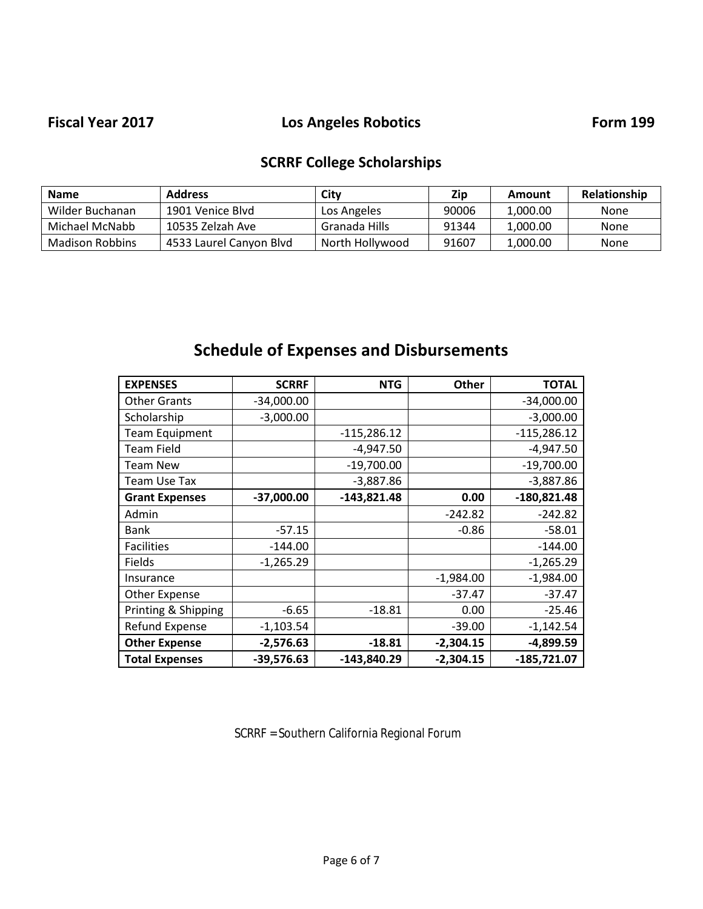**Fiscal Year 2017** **Los Angeles Robotics** **Form 199**

## SCRRF College Scholarships

| Name | Address | City | Zip | Amount | Relationship |
|---|---|---|---|---|---|
| Wilder Buchanan | 1901 Venice Blvd | Los Angeles | 90006 | 1,000.00 | None |
| Michael McNabb | 10535 Zelzah Ave | Granada Hills | 91344 | 1,000.00 | None |
| Madison Robbins | 4533 Laurel Canyon Blvd | North Hollywood | 91607 | 1,000.00 | None |

# Schedule of Expenses and Disbursements

| EXPENSES | SCRRF | NTG | Other | TOTAL |
|---|---|---|---|---|
| Other Grants | -34,000.00 | | | -34,000.00 |
| Scholarship | -3,000.00 | | | -3,000.00 |
| Team Equipment | | -115,286.12 | | -115,286.12 |
| Team Field | | -4,947.50 | | -4,947.50 |
| Team New | | -19,700.00 | | -19,700.00 |
| Team Use Tax | | -3,887.86 | | -3,887.86 |
| **Grant Expenses** | **-37,000.00** | **-143,821.48** | **0.00** | **-180,821.48** |
| Admin | | | -242.82 | -242.82 |
| Bank | -57.15 | | -0.86 | -58.01 |
| Facilities | -144.00 | | | -144.00 |
| Fields | -1,265.29 | | | -1,265.29 |
| Insurance | | | -1,984.00 | -1,984.00 |
| Other Expense | | | -37.47 | -37.47 |
| Printing & Shipping | -6.65 | -18.81 | 0.00 | -25.46 |
| Refund Expense | -1,103.54 | | -39.00 | -1,142.54 |
| **Other Expense** | **-2,576.63** | **-18.81** | **-2,304.15** | **-4,899.59** |
| **Total Expenses** | **-39,576.63** | **-143,840.29** | **-2,304.15** | **-185,721.07** |

SCRRF = Southern California Regional Forum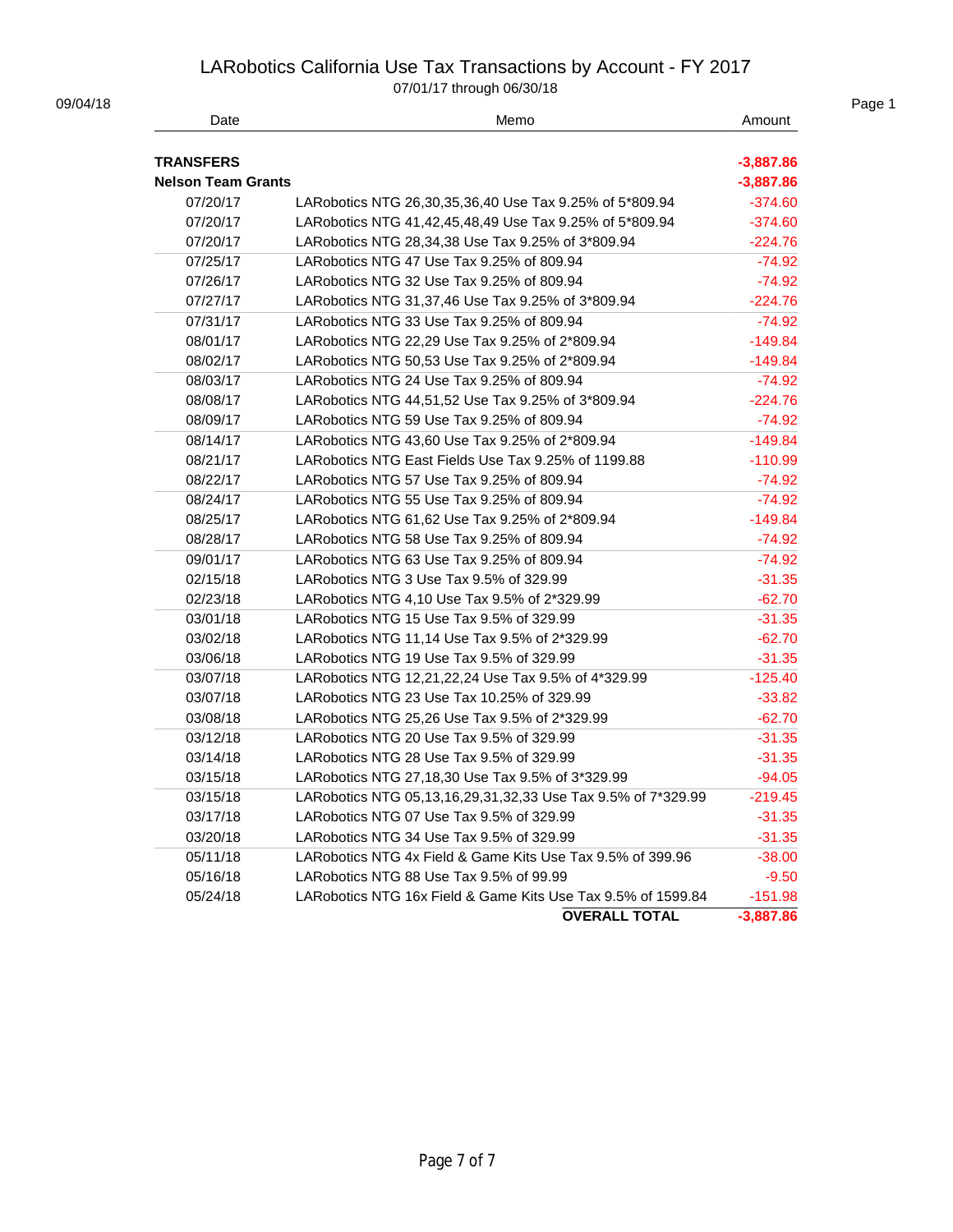# LARobotics California Use Tax Transactions by Account - FY 2017

07/01/17 through 06/30/18

09/04/18

| Date | Memo | Amount |
|---|---|---|
| **TRANSFERS** | | **-3,887.86** |
| **Nelson Team Grants** | | **-3,887.86** |
| 07/20/17 | LARobotics NTG 26,30,35,36,40 Use Tax 9.25% of 5*809.94 | -374.60 |
| 07/20/17 | LARobotics NTG 41,42,45,48,49 Use Tax 9.25% of 5*809.94 | -374.60 |
| 07/20/17 | LARobotics NTG 28,34,38 Use Tax 9.25% of 3*809.94 | -224.76 |
| 07/25/17 | LARobotics NTG 47 Use Tax 9.25% of 809.94 | -74.92 |
| 07/26/17 | LARobotics NTG 32 Use Tax 9.25% of 809.94 | -74.92 |
| 07/27/17 | LARobotics NTG 31,37,46 Use Tax 9.25% of 3*809.94 | -224.76 |
| 07/31/17 | LARobotics NTG 33 Use Tax 9.25% of 809.94 | -74.92 |
| 08/01/17 | LARobotics NTG 22,29 Use Tax 9.25% of 2*809.94 | -149.84 |
| 08/02/17 | LARobotics NTG 50,53 Use Tax 9.25% of 2*809.94 | -149.84 |
| 08/03/17 | LARobotics NTG 24 Use Tax 9.25% of 809.94 | -74.92 |
| 08/08/17 | LARobotics NTG 44,51,52 Use Tax 9.25% of 3*809.94 | -224.76 |
| 08/09/17 | LARobotics NTG 59 Use Tax 9.25% of 809.94 | -74.92 |
| 08/14/17 | LARobotics NTG 43,60 Use Tax 9.25% of 2*809.94 | -149.84 |
| 08/21/17 | LARobotics NTG East Fields Use Tax 9.25% of 1199.88 | -110.99 |
| 08/22/17 | LARobotics NTG 57 Use Tax 9.25% of 809.94 | -74.92 |
| 08/24/17 | LARobotics NTG 55 Use Tax 9.25% of 809.94 | -74.92 |
| 08/25/17 | LARobotics NTG 61,62 Use Tax 9.25% of 2*809.94 | -149.84 |
| 08/28/17 | LARobotics NTG 58 Use Tax 9.25% of 809.94 | -74.92 |
| 09/01/17 | LARobotics NTG 63 Use Tax 9.25% of 809.94 | -74.92 |
| 02/15/18 | LARobotics NTG 3 Use Tax 9.5% of 329.99 | -31.35 |
| 02/23/18 | LARobotics NTG 4,10 Use Tax 9.5% of 2*329.99 | -62.70 |
| 03/01/18 | LARobotics NTG 15 Use Tax 9.5% of 329.99 | -31.35 |
| 03/02/18 | LARobotics NTG 11,14 Use Tax 9.5% of 2*329.99 | -62.70 |
| 03/06/18 | LARobotics NTG 19 Use Tax 9.5% of 329.99 | -31.35 |
| 03/07/18 | LARobotics NTG 12,21,22,24 Use Tax 9.5% of 4*329.99 | -125.40 |
| 03/07/18 | LARobotics NTG 23 Use Tax 10.25% of 329.99 | -33.82 |
| 03/08/18 | LARobotics NTG 25,26 Use Tax 9.5% of 2*329.99 | -62.70 |
| 03/12/18 | LARobotics NTG 20 Use Tax 9.5% of 329.99 | -31.35 |
| 03/14/18 | LARobotics NTG 28 Use Tax 9.5% of 329.99 | -31.35 |
| 03/15/18 | LARobotics NTG 27,18,30 Use Tax 9.5% of 3*329.99 | -94.05 |
| 03/15/18 | LARobotics NTG 05,13,16,29,31,32,33 Use Tax 9.5% of 7*329.99 | -219.45 |
| 03/17/18 | LARobotics NTG 07 Use Tax 9.5% of 329.99 | -31.35 |
| 03/20/18 | LARobotics NTG 34 Use Tax 9.5% of 329.99 | -31.35 |
| 05/11/18 | LARobotics NTG 4x Field & Game Kits Use Tax 9.5% of 399.96 | -38.00 |
| 05/16/18 | LARobotics NTG 88 Use Tax 9.5% of 99.99 | -9.50 |
| 05/24/18 | LARobotics NTG 16x Field & Game Kits Use Tax 9.5% of 1599.84 | -151.98 |
| | **OVERALL TOTAL** | **-3,887.86** |